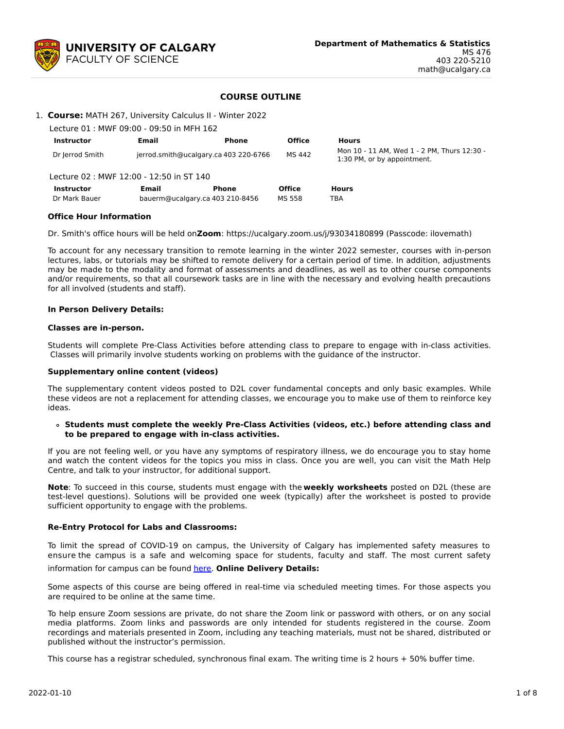**UNIVERSITY OF CALGARY**
FACULTY OF SCIENCE

**Department of Mathematics & Statistics**
MS 476
403 220-5210
math@ucalgary.ca

## COURSE OUTLINE

1. **Course:** MATH 267, University Calculus II - Winter 2022

Lecture 01 : MWF 09:00 - 09:50 in MFH 162

| Instructor | Email | Phone | Office | Hours |
| --- | --- | --- | --- | --- |
| Dr Jerrod Smith | jerrod.smith@ucalgary.ca | 403 220-6766 | MS 442 | Mon 10 - 11 AM, Wed 1 - 2 PM, Thurs 12:30 - 1:30 PM, or by appointment. |

Lecture 02 : MWF 12:00 - 12:50 in ST 140

| Instructor | Email | Phone | Office | Hours |
| --- | --- | --- | --- | --- |
| Dr Mark Bauer | bauerm@ucalgary.ca | 403 210-8456 | MS 558 | TBA |

**Office Hour Information**

Dr. Smith's office hours will be held on **Zoom**: https://ucalgary.zoom.us/j/93034180899 (Passcode: ilovemath)

To account for any necessary transition to remote learning in the winter 2022 semester, courses with in-person lectures, labs, or tutorials may be shifted to remote delivery for a certain period of time. In addition, adjustments may be made to the modality and format of assessments and deadlines, as well as to other course components and/or requirements, so that all coursework tasks are in line with the necessary and evolving health precautions for all involved (students and staff).

**In Person Delivery Details:**

**Classes are in-person.**

Students will complete Pre-Class Activities before attending class to prepare to engage with in-class activities. Classes will primarily involve students working on problems with the guidance of the instructor.

**Supplementary online content (videos)**

The supplementary content videos posted to D2L cover fundamental concepts and only basic examples. While these videos are not a replacement for attending classes, we encourage you to make use of them to reinforce key ideas.

- **Students must complete the weekly Pre-Class Activities (videos, etc.) before attending class and to be prepared to engage with in-class activities.**

If you are not feeling well, or you have any symptoms of respiratory illness, we do encourage you to stay home and watch the content videos for the topics you miss in class. Once you are well, you can visit the Math Help Centre, and talk to your instructor, for additional support.

**Note**: To succeed in this course, students must engage with the **weekly worksheets** posted on D2L (these are test-level questions). Solutions will be provided one week (typically) after the worksheet is posted to provide sufficient opportunity to engage with the problems.

**Re-Entry Protocol for Labs and Classrooms:**

To limit the spread of COVID-19 on campus, the University of Calgary has implemented safety measures to ensure the campus is a safe and welcoming space for students, faculty and staff. The most current safety information for campus can be found here. **Online Delivery Details:**

Some aspects of this course are being offered in real-time via scheduled meeting times. For those aspects you are required to be online at the same time.

To help ensure Zoom sessions are private, do not share the Zoom link or password with others, or on any social media platforms. Zoom links and passwords are only intended for students registered in the course. Zoom recordings and materials presented in Zoom, including any teaching materials, must not be shared, distributed or published without the instructor's permission.

This course has a registrar scheduled, synchronous final exam. The writing time is 2 hours + 50% buffer time.

2022-01-10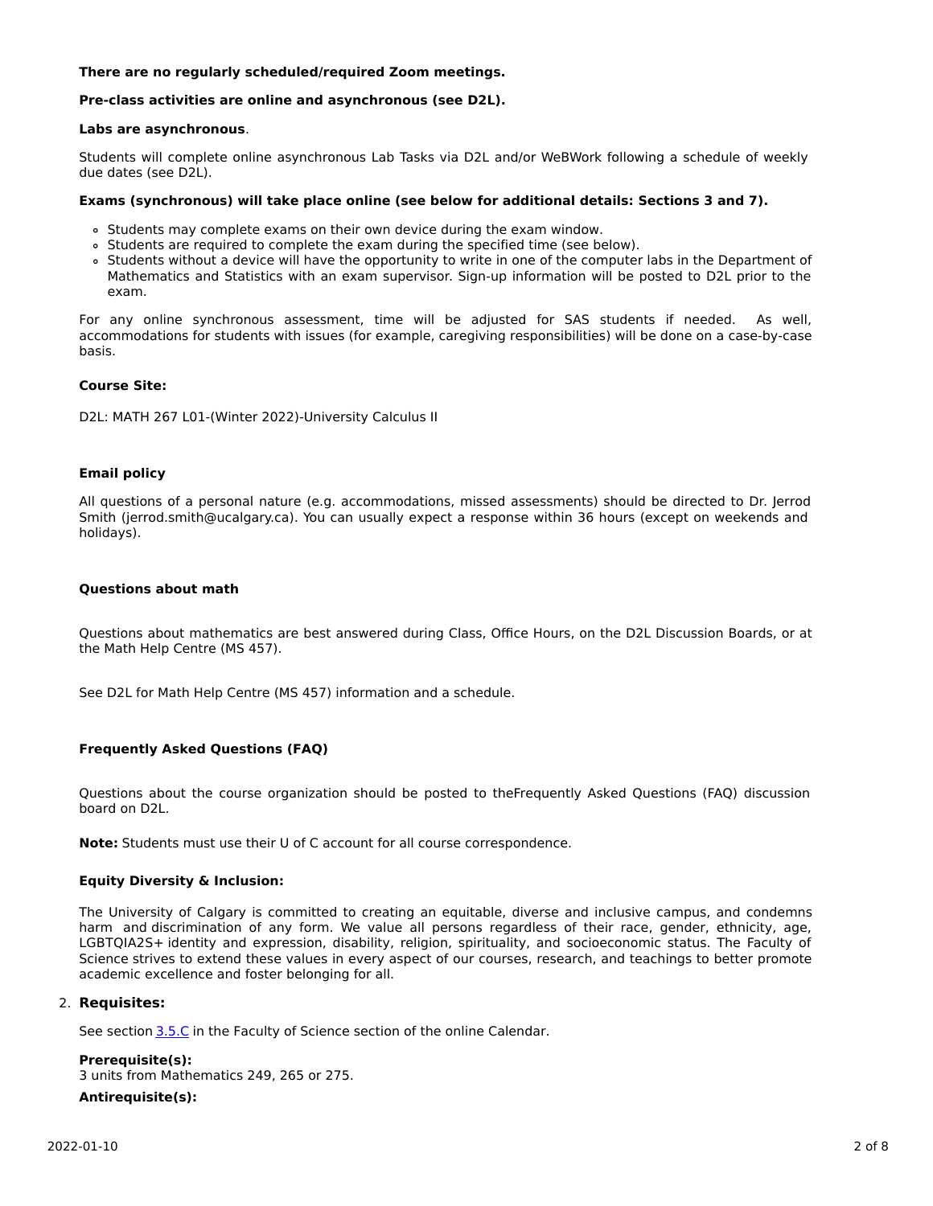**There are no regularly scheduled/required Zoom meetings.**

**Pre-class activities are online and asynchronous (see D2L).**

**Labs are asynchronous**.

Students will complete online asynchronous Lab Tasks via D2L and/or WeBWork following a schedule of weekly due dates (see D2L).

**Exams (synchronous) will take place online (see below for additional details: Sections 3 and 7).**

- Students may complete exams on their own device during the exam window.
- Students are required to complete the exam during the specified time (see below).
- Students without a device will have the opportunity to write in one of the computer labs in the Department of Mathematics and Statistics with an exam supervisor. Sign-up information will be posted to D2L prior to the exam.

For any online synchronous assessment, time will be adjusted for SAS students if needed. As well, accommodations for students with issues (for example, caregiving responsibilities) will be done on a case-by-case basis.

**Course Site:**

D2L: MATH 267 L01-(Winter 2022)-University Calculus II

**Email policy**

All questions of a personal nature (e.g. accommodations, missed assessments) should be directed to Dr. Jerrod Smith (jerrod.smith@ucalgary.ca). You can usually expect a response within 36 hours (except on weekends and holidays).

**Questions about math**

Questions about mathematics are best answered during Class, Office Hours, on the D2L Discussion Boards, or at the Math Help Centre (MS 457).

See D2L for Math Help Centre (MS 457) information and a schedule.

**Frequently Asked Questions (FAQ)**

Questions about the course organization should be posted to theFrequently Asked Questions (FAQ) discussion board on D2L.

**Note:** Students must use their U of C account for all course correspondence.

**Equity Diversity & Inclusion:**

The University of Calgary is committed to creating an equitable, diverse and inclusive campus, and condemns harm and discrimination of any form. We value all persons regardless of their race, gender, ethnicity, age, LGBTQIA2S+ identity and expression, disability, religion, spirituality, and socioeconomic status. The Faculty of Science strives to extend these values in every aspect of our courses, research, and teachings to better promote academic excellence and foster belonging for all.

## 2. Requisites:

See section 3.5.C in the Faculty of Science section of the online Calendar.

**Prerequisite(s):**
3 units from Mathematics 249, 265 or 275.

**Antirequisite(s):**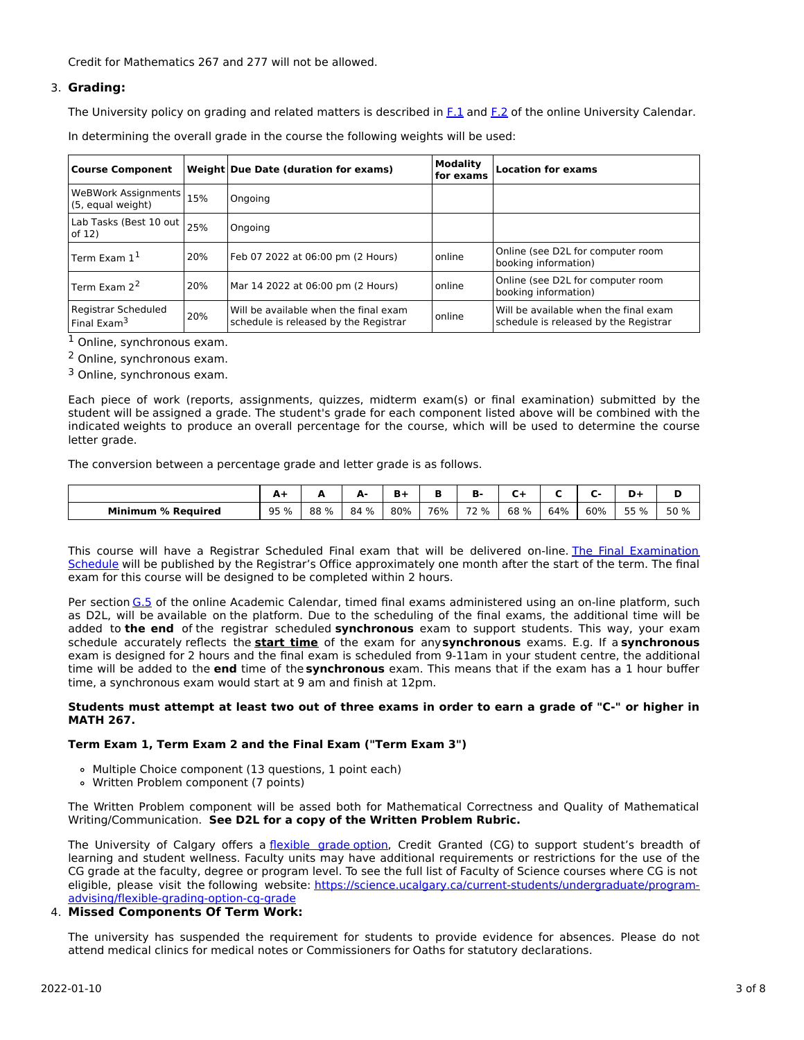Credit for Mathematics 267 and 277 will not be allowed.

3. **Grading:**

The University policy on grading and related matters is described in [F.1](#) and [F.2](#) of the online University Calendar.

In determining the overall grade in the course the following weights will be used:

| Course Component | Weight | Due Date (duration for exams) | Modality for exams | Location for exams |
|---|---|---|---|---|
| WeBWork Assignments (5, equal weight) | 15% | Ongoing | | |
| Lab Tasks (Best 10 out of 12) | 25% | Ongoing | | |
| Term Exam 1[1] | 20% | Feb 07 2022 at 06:00 pm (2 Hours) | online | Online (see D2L for computer room booking information) |
| Term Exam 2[2] | 20% | Mar 14 2022 at 06:00 pm (2 Hours) | online | Online (see D2L for computer room booking information) |
| Registrar Scheduled Final Exam[3] | 20% | Will be available when the final exam schedule is released by the Registrar | online | Will be available when the final exam schedule is released by the Registrar |

[1] Online, synchronous exam.

[2] Online, synchronous exam.

[3] Online, synchronous exam.

Each piece of work (reports, assignments, quizzes, midterm exam(s) or final examination) submitted by the student will be assigned a grade. The student's grade for each component listed above will be combined with the indicated weights to produce an overall percentage for the course, which will be used to determine the course letter grade.

The conversion between a percentage grade and letter grade is as follows.

| | A+ | A | A- | B+ | B | B- | C+ | C | C- | D+ | D |
|---|---|---|---|---|---|---|---|---|---|---|---|
| **Minimum % Required** | 95 % | 88 % | 84 % | 80% | 76% | 72 % | 68 % | 64% | 60% | 55 % | 50 % |

This course will have a Registrar Scheduled Final exam that will be delivered on-line. [The Final Examination Schedule](#) will be published by the Registrar's Office approximately one month after the start of the term. The final exam for this course will be designed to be completed within 2 hours.

Per section [G.5](#) of the online Academic Calendar, timed final exams administered using an on-line platform, such as D2L, will be available on the platform. Due to the scheduling of the final exams, the additional time will be added to **the end** of the registrar scheduled **synchronous** exam to support students. This way, your exam schedule accurately reflects the **start time** of the exam for any **synchronous** exams. E.g. If a **synchronous** exam is designed for 2 hours and the final exam is scheduled from 9-11am in your student centre, the additional time will be added to the **end** time of the **synchronous** exam. This means that if the exam has a 1 hour buffer time, a synchronous exam would start at 9 am and finish at 12pm.

**Students must attempt at least two out of three exams in order to earn a grade of "C-" or higher in MATH 267.**

**Term Exam 1, Term Exam 2 and the Final Exam ("Term Exam 3")**

- Multiple Choice component (13 questions, 1 point each)
- Written Problem component (7 points)

The Written Problem component will be assed both for Mathematical Correctness and Quality of Mathematical Writing/Communication. **See D2L for a copy of the Written Problem Rubric.**

The University of Calgary offers a [flexible grade option](#), Credit Granted (CG) to support student's breadth of learning and student wellness. Faculty units may have additional requirements or restrictions for the use of the CG grade at the faculty, degree or program level. To see the full list of Faculty of Science courses where CG is not eligible, please visit the following website: [https://science.ucalgary.ca/current-students/undergraduate/program-advising/flexible-grading-option-cg-grade](https://science.ucalgary.ca/current-students/undergraduate/program-advising/flexible-grading-option-cg-grade)

4. **Missed Components Of Term Work:**

The university has suspended the requirement for students to provide evidence for absences. Please do not attend medical clinics for medical notes or Commissioners for Oaths for statutory declarations.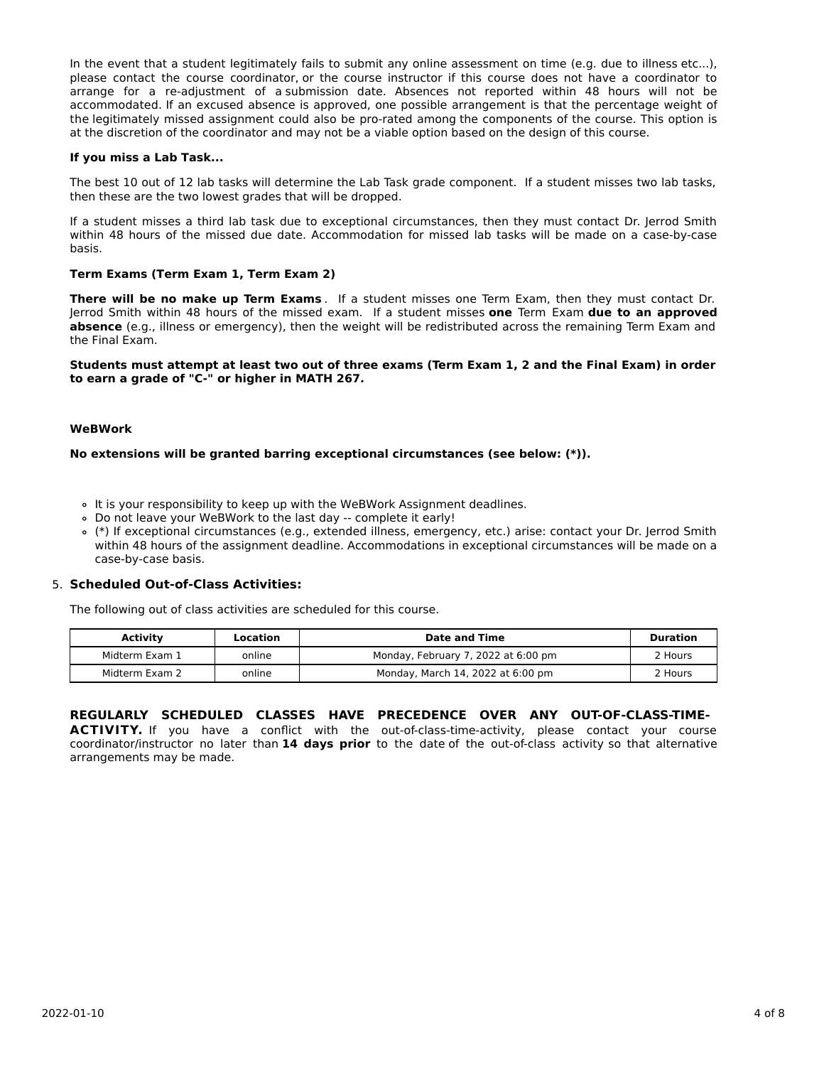In the event that a student legitimately fails to submit any online assessment on time (e.g. due to illness etc...), please contact the course coordinator, or the course instructor if this course does not have a coordinator to arrange for a re-adjustment of a submission date. Absences not reported within 48 hours will not be accommodated. If an excused absence is approved, one possible arrangement is that the percentage weight of the legitimately missed assignment could also be pro-rated among the components of the course. This option is at the discretion of the coordinator and may not be a viable option based on the design of this course.

**If you miss a Lab Task...**

The best 10 out of 12 lab tasks will determine the Lab Task grade component. If a student misses two lab tasks, then these are the two lowest grades that will be dropped.

If a student misses a third lab task due to exceptional circumstances, then they must contact Dr. Jerrod Smith within 48 hours of the missed due date. Accommodation for missed lab tasks will be made on a case-by-case basis.

**Term Exams (Term Exam 1, Term Exam 2)**

**There will be no make up Term Exams**. If a student misses one Term Exam, then they must contact Dr. Jerrod Smith within 48 hours of the missed exam. If a student misses **one** Term Exam **due to an approved absence** (e.g., illness or emergency), then the weight will be redistributed across the remaining Term Exam and the Final Exam.

**Students must attempt at least two out of three exams (Term Exam 1, 2 and the Final Exam) in order to earn a grade of "C-" or higher in MATH 267.**

**WeBWork**

**No extensions will be granted barring exceptional circumstances (see below: (*)).**

- It is your responsibility to keep up with the WeBWork Assignment deadlines.
- Do not leave your WeBWork to the last day -- complete it early!
- (*) If exceptional circumstances (e.g., extended illness, emergency, etc.) arise: contact your Dr. Jerrod Smith within 48 hours of the assignment deadline. Accommodations in exceptional circumstances will be made on a case-by-case basis.

5. **Scheduled Out-of-Class Activities:**

The following out of class activities are scheduled for this course.

| Activity | Location | Date and Time | Duration |
|---|---|---|---|
| Midterm Exam 1 | online | Monday, February 7, 2022 at 6:00 pm | 2 Hours |
| Midterm Exam 2 | online | Monday, March 14, 2022 at 6:00 pm | 2 Hours |

**REGULARLY SCHEDULED CLASSES HAVE PRECEDENCE OVER ANY OUT-OF-CLASS-TIME-ACTIVITY.** If you have a conflict with the out-of-class-time-activity, please contact your course coordinator/instructor no later than **14 days prior** to the date of the out-of-class activity so that alternative arrangements may be made.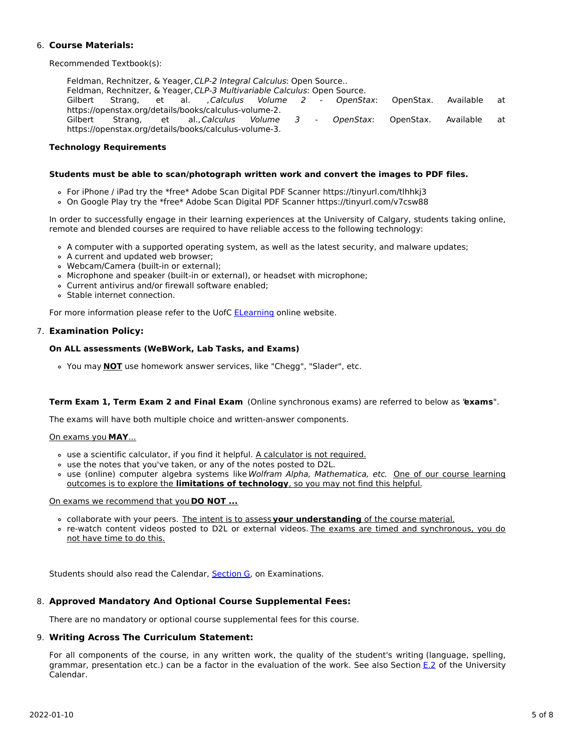6. **Course Materials:**

Recommended Textbook(s):

Feldman, Rechnitzer, & Yeager, *CLP-2 Integral Calculus*: Open Source..
Feldman, Rechnitzer, & Yeager, *CLP-3 Multivariable Calculus*: Open Source.
Gilbert Strang, et al. , *Calculus Volume 2 - OpenStax*: OpenStax. Available at https://openstax.org/details/books/calculus-volume-2.
Gilbert Strang, et al., *Calculus Volume 3 - OpenStax*: OpenStax. Available at https://openstax.org/details/books/calculus-volume-3.

**Technology Requirements**

**Students must be able to scan/photograph written work and convert the images to PDF files.**

- For iPhone / iPad try the *free* Adobe Scan Digital PDF Scanner https://tinyurl.com/tlhhkj3
- On Google Play try the *free* Adobe Scan Digital PDF Scanner https://tinyurl.com/v7csw88

In order to successfully engage in their learning experiences at the University of Calgary, students taking online, remote and blended courses are required to have reliable access to the following technology:

- A computer with a supported operating system, as well as the latest security, and malware updates;
- A current and updated web browser;
- Webcam/Camera (built-in or external);
- Microphone and speaker (built-in or external), or headset with microphone;
- Current antivirus and/or firewall software enabled;
- Stable internet connection.

For more information please refer to the UofC ELearning online website.

7. **Examination Policy:**

**On ALL assessments (WeBWork, Lab Tasks, and Exams)**

- You may **NOT** use homework answer services, like "Chegg", "Slader", etc.

**Term Exam 1, Term Exam 2 and Final Exam** (Online synchronous exams) are referred to below as "**exams**".

The exams will have both multiple choice and written-answer components.

On exams you **MAY**...

- use a scientific calculator, if you find it helpful. A calculator is not required.
- use the notes that you've taken, or any of the notes posted to D2L.
- use (online) computer algebra systems like *Wolfram Alpha, Mathematica, etc*. One of our course learning outcomes is to explore the **limitations of technology**, so you may not find this helpful.

On exams we recommend that you **DO NOT ...**

- collaborate with your peers. The intent is to assess **your understanding** of the course material.
- re-watch content videos posted to D2L or external videos. The exams are timed and synchronous, you do not have time to do this.

Students should also read the Calendar, Section G, on Examinations.

8. **Approved Mandatory And Optional Course Supplemental Fees:**

There are no mandatory or optional course supplemental fees for this course.

9. **Writing Across The Curriculum Statement:**

For all components of the course, in any written work, the quality of the student's writing (language, spelling, grammar, presentation etc.) can be a factor in the evaluation of the work. See also Section E.2 of the University Calendar.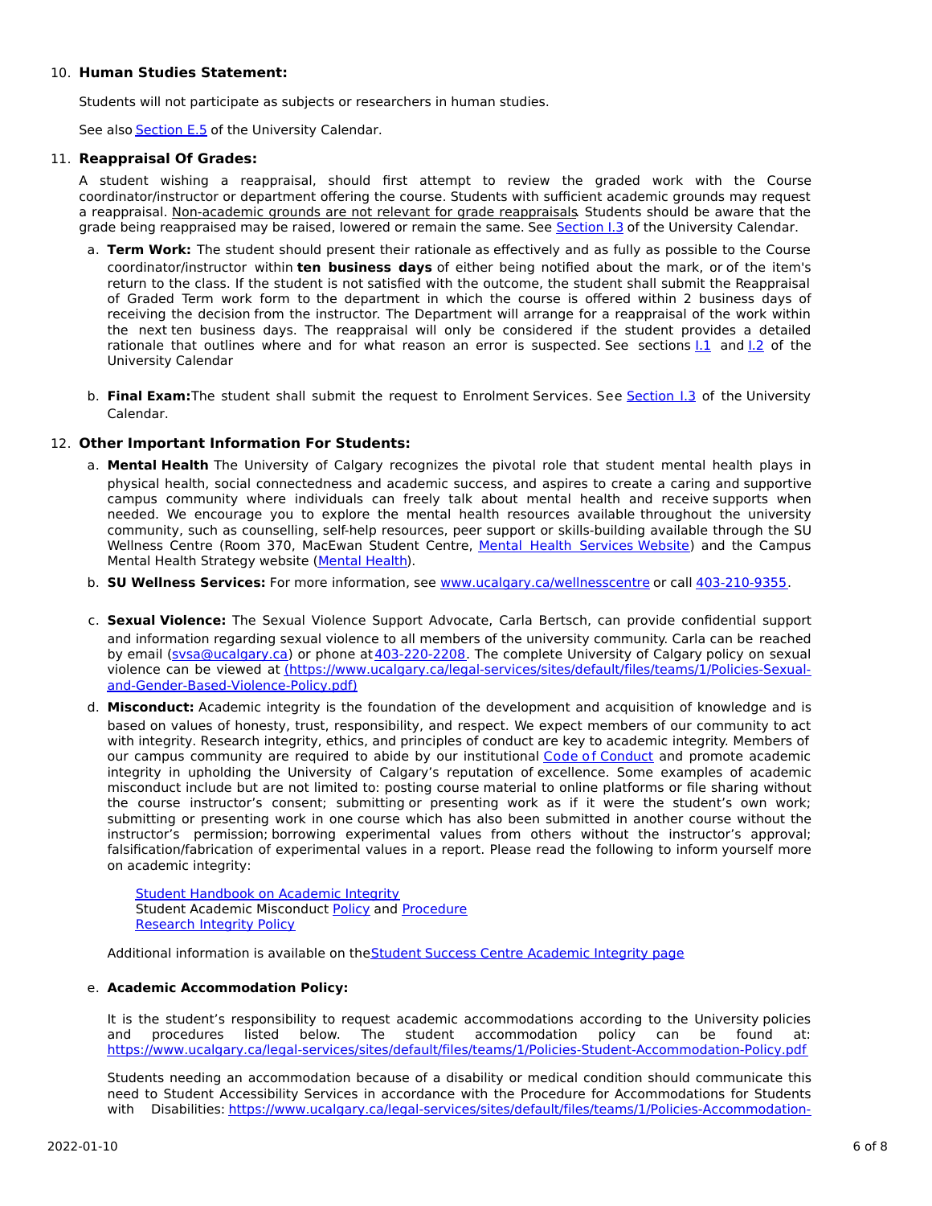10. **Human Studies Statement:**

    Students will not participate as subjects or researchers in human studies.

    See also Section E.5 of the University Calendar.

11. **Reappraisal Of Grades:**

    A student wishing a reappraisal, should first attempt to review the graded work with the Course coordinator/instructor or department offering the course. Students with sufficient academic grounds may request a reappraisal. Non-academic grounds are not relevant for grade reappraisals. Students should be aware that the grade being reappraised may be raised, lowered or remain the same. See Section I.3 of the University Calendar.

    a. **Term Work:** The student should present their rationale as effectively and as fully as possible to the Course coordinator/instructor within **ten business days** of either being notified about the mark, or of the item's return to the class. If the student is not satisfied with the outcome, the student shall submit the Reappraisal of Graded Term work form to the department in which the course is offered within 2 business days of receiving the decision from the instructor. The Department will arrange for a reappraisal of the work within the next ten business days. The reappraisal will only be considered if the student provides a detailed rationale that outlines where and for what reason an error is suspected. See sections I.1 and I.2 of the University Calendar

    b. **Final Exam:** The student shall submit the request to Enrolment Services. See Section I.3 of the University Calendar.

12. **Other Important Information For Students:**

    a. **Mental Health** The University of Calgary recognizes the pivotal role that student mental health plays in physical health, social connectedness and academic success, and aspires to create a caring and supportive campus community where individuals can freely talk about mental health and receive supports when needed. We encourage you to explore the mental health resources available throughout the university community, such as counselling, self-help resources, peer support or skills-building available through the SU Wellness Centre (Room 370, MacEwan Student Centre, Mental Health Services Website) and the Campus Mental Health Strategy website (Mental Health).

    b. **SU Wellness Services:** For more information, see www.ucalgary.ca/wellnesscentre or call 403-210-9355.

    c. **Sexual Violence:** The Sexual Violence Support Advocate, Carla Bertsch, can provide confidential support and information regarding sexual violence to all members of the university community. Carla can be reached by email (svsa@ucalgary.ca) or phone at 403-220-2208. The complete University of Calgary policy on sexual violence can be viewed at (https://www.ucalgary.ca/legal-services/sites/default/files/teams/1/Policies-Sexual-and-Gender-Based-Violence-Policy.pdf)

    d. **Misconduct:** Academic integrity is the foundation of the development and acquisition of knowledge and is based on values of honesty, trust, responsibility, and respect. We expect members of our community to act with integrity. Research integrity, ethics, and principles of conduct are key to academic integrity. Members of our campus community are required to abide by our institutional Code of Conduct and promote academic integrity in upholding the University of Calgary's reputation of excellence. Some examples of academic misconduct include but are not limited to: posting course material to online platforms or file sharing without the course instructor's consent; submitting or presenting work as if it were the student's own work; submitting or presenting work in one course which has also been submitted in another course without the instructor's permission; borrowing experimental values from others without the instructor's approval; falsification/fabrication of experimental values in a report. Please read the following to inform yourself more on academic integrity:

       Student Handbook on Academic Integrity
       Student Academic Misconduct Policy and Procedure
       Research Integrity Policy

       Additional information is available on the Student Success Centre Academic Integrity page

    e. **Academic Accommodation Policy:**

       It is the student's responsibility to request academic accommodations according to the University policies and procedures listed below. The student accommodation policy can be found at: https://www.ucalgary.ca/legal-services/sites/default/files/teams/1/Policies-Student-Accommodation-Policy.pdf

       Students needing an accommodation because of a disability or medical condition should communicate this need to Student Accessibility Services in accordance with the Procedure for Accommodations for Students with Disabilities: https://www.ucalgary.ca/legal-services/sites/default/files/teams/1/Policies-Accommodation-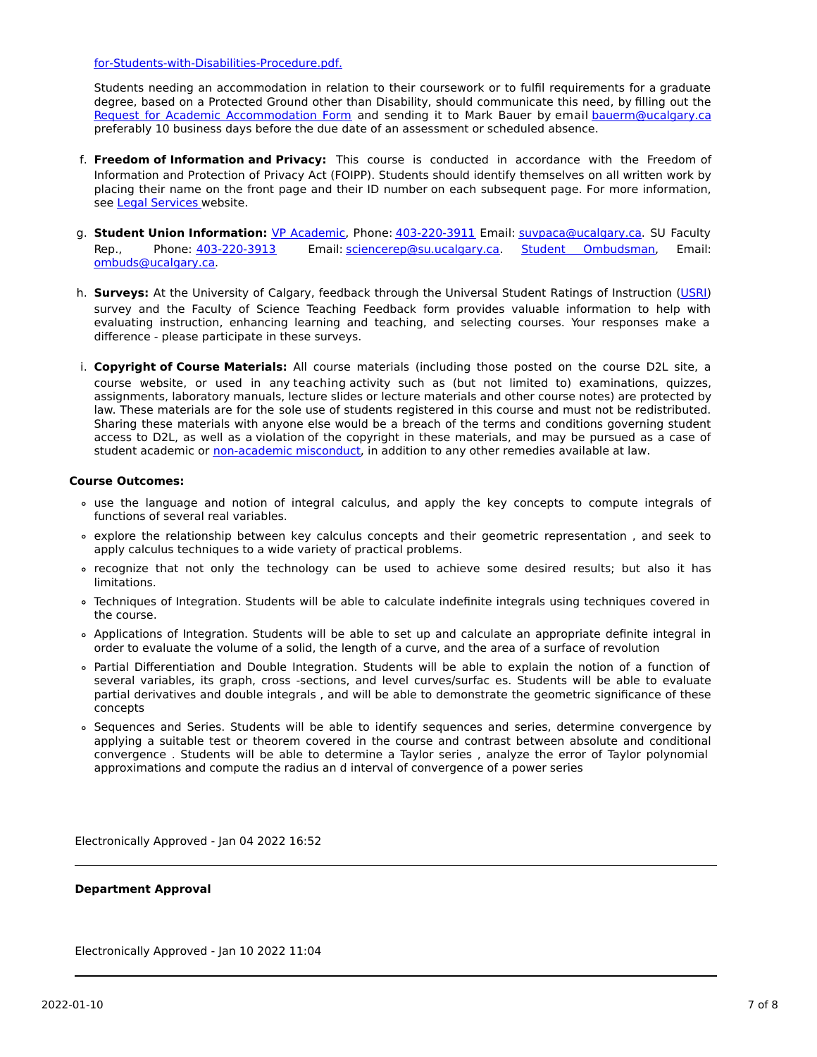for-Students-with-Disabilities-Procedure.pdf.

Students needing an accommodation in relation to their coursework or to fulfil requirements for a graduate degree, based on a Protected Ground other than Disability, should communicate this need, by filling out the Request for Academic Accommodation Form and sending it to Mark Bauer by email bauerm@ucalgary.ca preferably 10 business days before the due date of an assessment or scheduled absence.

f. **Freedom of Information and Privacy:** This course is conducted in accordance with the Freedom of Information and Protection of Privacy Act (FOIPP). Students should identify themselves on all written work by placing their name on the front page and their ID number on each subsequent page. For more information, see Legal Services website.

g. **Student Union Information:** VP Academic, Phone: 403-220-3911 Email: suvpaca@ucalgary.ca. SU Faculty Rep., Phone: 403-220-3913 Email: sciencerep@su.ucalgary.ca. Student Ombudsman, Email: ombuds@ucalgary.ca.

h. **Surveys:** At the University of Calgary, feedback through the Universal Student Ratings of Instruction (USRI) survey and the Faculty of Science Teaching Feedback form provides valuable information to help with evaluating instruction, enhancing learning and teaching, and selecting courses. Your responses make a difference - please participate in these surveys.

i. **Copyright of Course Materials:** All course materials (including those posted on the course D2L site, a course website, or used in any teaching activity such as (but not limited to) examinations, quizzes, assignments, laboratory manuals, lecture slides or lecture materials and other course notes) are protected by law. These materials are for the sole use of students registered in this course and must not be redistributed. Sharing these materials with anyone else would be a breach of the terms and conditions governing student access to D2L, as well as a violation of the copyright in these materials, and may be pursued as a case of student academic or non-academic misconduct, in addition to any other remedies available at law.

**Course Outcomes:**

- use the language and notion of integral calculus, and apply the key concepts to compute integrals of functions of several real variables.
- explore the relationship between key calculus concepts and their geometric representation , and seek to apply calculus techniques to a wide variety of practical problems.
- recognize that not only the technology can be used to achieve some desired results; but also it has limitations.
- Techniques of Integration. Students will be able to calculate indefinite integrals using techniques covered in the course.
- Applications of Integration. Students will be able to set up and calculate an appropriate definite integral in order to evaluate the volume of a solid, the length of a curve, and the area of a surface of revolution
- Partial Differentiation and Double Integration. Students will be able to explain the notion of a function of several variables, its graph, cross -sections, and level curves/surfac es. Students will be able to evaluate partial derivatives and double integrals , and will be able to demonstrate the geometric significance of these concepts
- Sequences and Series. Students will be able to identify sequences and series, determine convergence by applying a suitable test or theorem covered in the course and contrast between absolute and conditional convergence . Students will be able to determine a Taylor series , analyze the error of Taylor polynomial approximations and compute the radius an d interval of convergence of a power series

Electronically Approved - Jan 04 2022 16:52

---

**Department Approval**

Electronically Approved - Jan 10 2022 11:04

---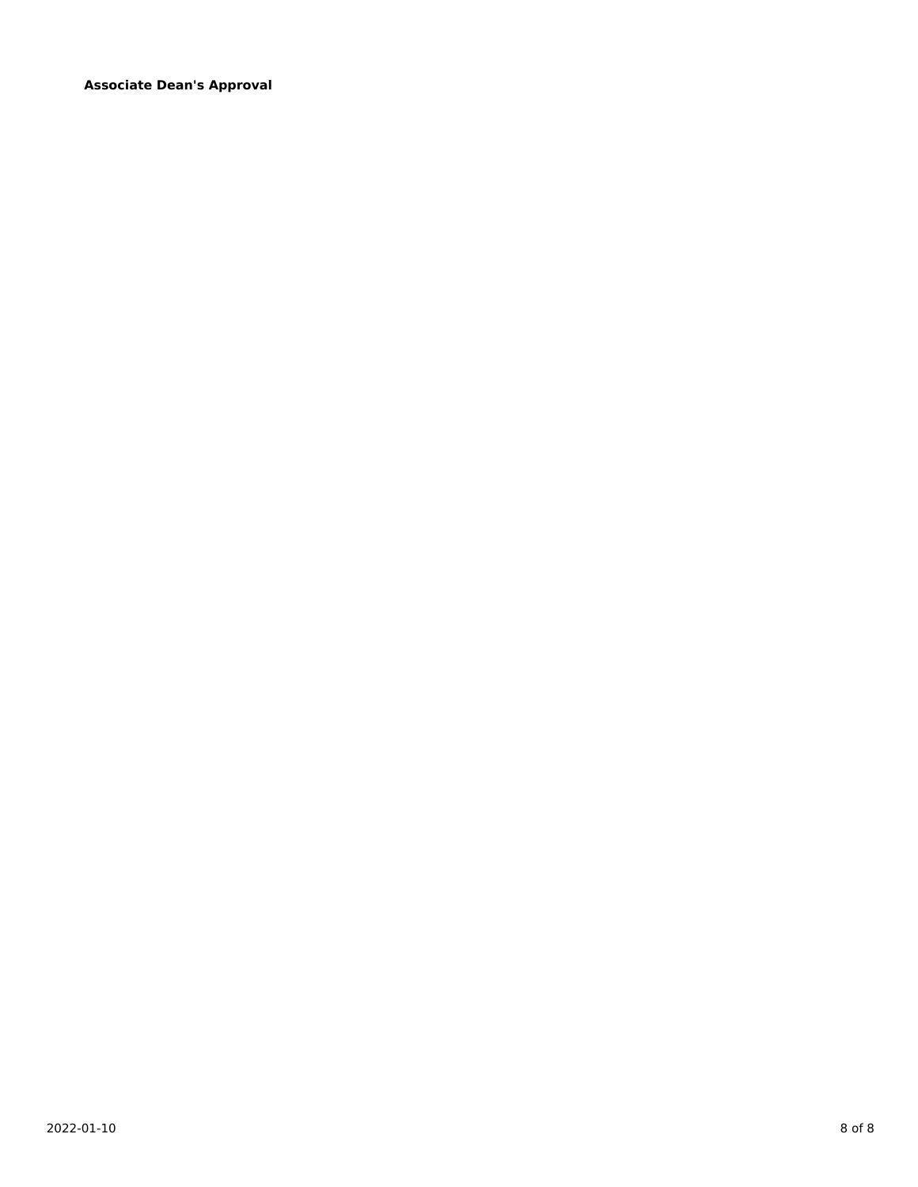**Associate Dean's Approval**